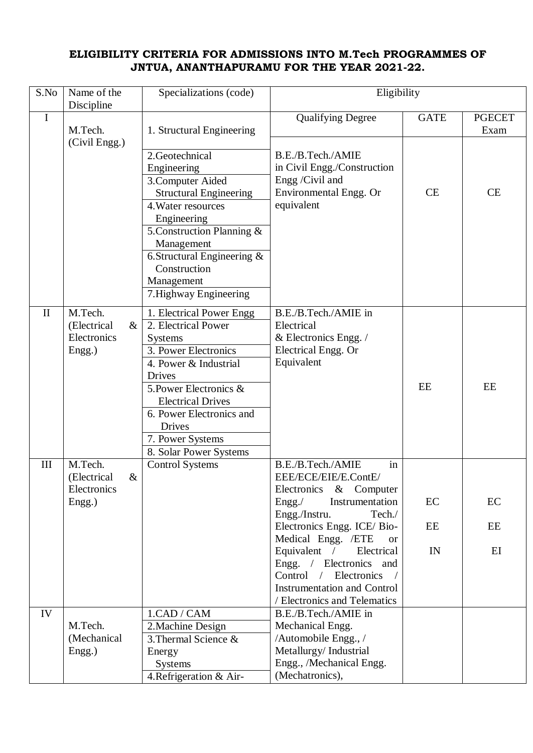**ELIGIBILITY CRITERIA FOR ADMISSIONS INTO M.Tech PROGRAMMES OF JNTUA, ANANTHAPURAMU FOR THE YEAR 2021-22.**

| S.No | Name of the Discipline | Specializations (code) | Eligibility | | |
|---|---|---|---|---|---|
| | | | Qualifying Degree | GATE | PGECET Exam |
| I | M.Tech. (Civil Engg.) | 1. Structural Engineering<br>2. Geotechnical Engineering<br>3. Computer Aided Structural Engineering<br>4. Water resources Engineering<br>5. Construction Planning & Management<br>6. Structural Engineering & Construction Management<br>7. Highway Engineering | B.E./B.Tech./AMIE in Civil Engg./Construction Engg /Civil and Environmental Engg. Or equivalent | CE | CE |
| II | M.Tech. (Electrical & Electronics Engg.) | 1. Electrical Power Engg<br>2. Electrical Power Systems<br>3. Power Electronics<br>4. Power & Industrial Drives<br>5. Power Electronics & Electrical Drives<br>6. Power Electronics and Drives<br>7. Power Systems<br>8. Solar Power Systems | B.E./B.Tech./AMIE in Electrical & Electronics Engg. / Electrical Engg. Or Equivalent | EE | EE |
| III | M.Tech. (Electrical & Electronics Engg.) | Control Systems | B.E./B.Tech./AMIE in EEE/ECE/EIE/E.ContE/ Electronics & Computer Engg./ Instrumentation Engg./Instru. Tech./ Electronics Engg. ICE/ Bio-Medical Engg. /ETE or Equivalent / Electrical Engg. / Electronics and Control / Electronics / Instrumentation and Control / Electronics and Telematics | EC<br>EE<br>IN | EC<br>EE<br>EI |
| IV | M.Tech. (Mechanical Engg.) | 1. CAD / CAM<br>2. Machine Design<br>3. Thermal Science & Energy Systems<br>4. Refrigeration & Air- | B.E./B.Tech./AMIE in Mechanical Engg. /Automobile Engg., / Metallurgy/ Industrial Engg., /Mechanical Engg. (Mechatronics), | | |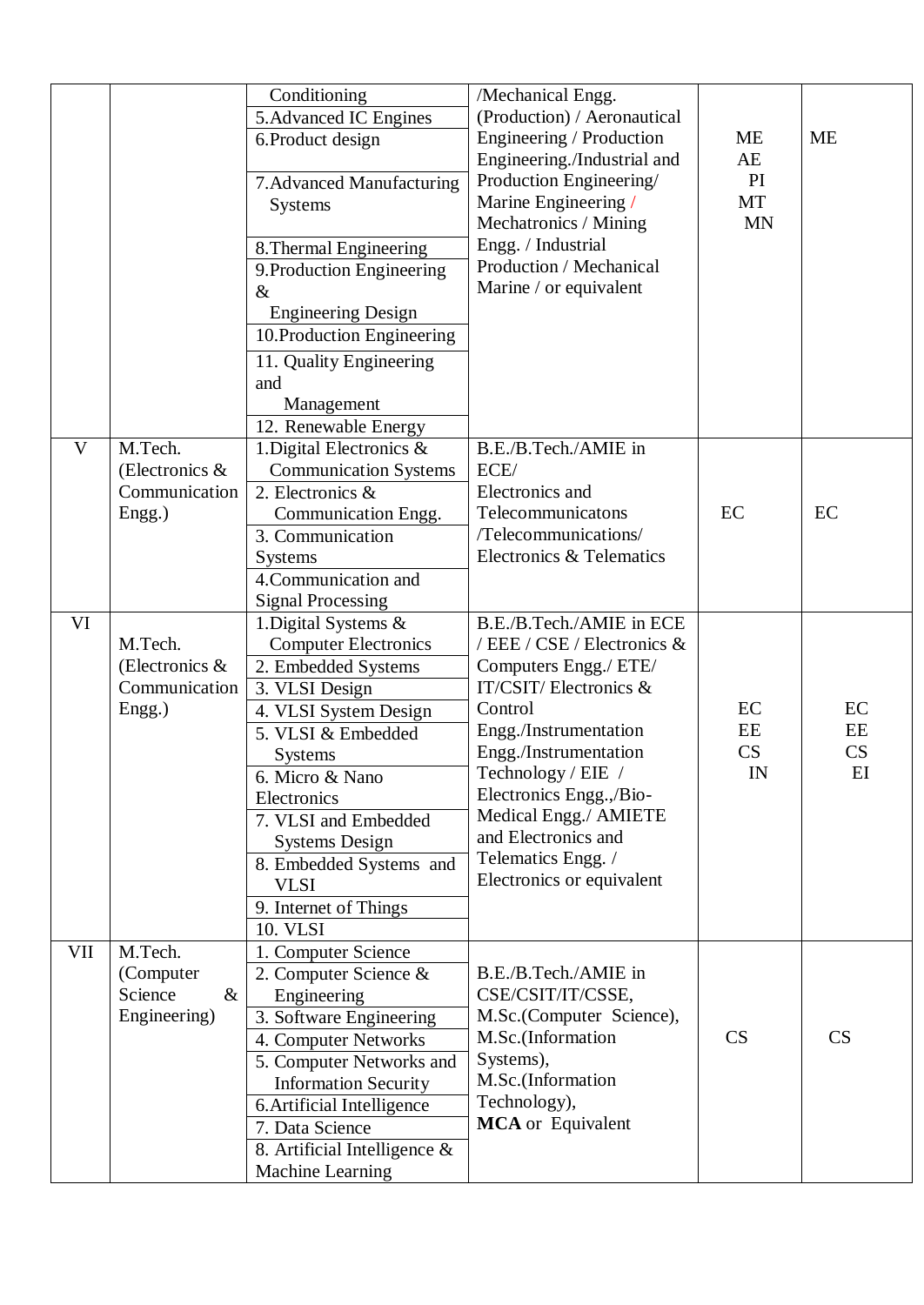| | | | | | |
|---|---|---|---|---|---|
| | | Conditioning<br>5.Advanced IC Engines<br>6.Product design<br>7.Advanced Manufacturing Systems<br>8.Thermal Engineering<br>9.Production Engineering & Engineering Design<br>10.Production Engineering<br>11. Quality Engineering and Management<br>12. Renewable Energy | /Mechanical Engg. (Production) / Aeronautical Engineering / Production Engineering./Industrial and Production Engineering/ Marine Engineering / Mechatronics / Mining Engg. / Industrial Production / Mechanical Marine / or equivalent | ME<br>AE<br>PI<br>MT<br>MN | ME |
| V | M.Tech. (Electronics & Communication Engg.) | 1.Digital Electronics & Communication Systems<br>2. Electronics & Communication Engg.<br>3. Communication Systems<br>4.Communication and Signal Processing | B.E./B.Tech./AMIE in ECE/ Electronics and Telecommunicatons /Telecommunications/ Electronics & Telematics | EC | EC |
| VI | M.Tech. (Electronics & Communication Engg.) | 1.Digital Systems & Computer Electronics<br>2. Embedded Systems<br>3. VLSI Design<br>4. VLSI System Design<br>5. VLSI & Embedded Systems<br>6. Micro & Nano Electronics<br>7. VLSI and Embedded Systems Design<br>8. Embedded Systems and VLSI<br>9. Internet of Things<br>10. VLSI | B.E./B.Tech./AMIE in ECE / EEE / CSE / Electronics & Computers Engg./ ETE/ IT/CSIT/ Electronics & Control Engg./Instrumentation Engg./Instrumentation Technology / EIE / Electronics Engg.,/Bio-Medical Engg./ AMIETE and Electronics and Telematics Engg. / Electronics or equivalent | EC<br>EE<br>CS<br>IN | EC<br>EE<br>CS<br>EI |
| VII | M.Tech. (Computer Science & Engineering) | 1. Computer Science<br>2. Computer Science & Engineering<br>3. Software Engineering<br>4. Computer Networks<br>5. Computer Networks and Information Security<br>6.Artificial Intelligence<br>7. Data Science<br>8. Artificial Intelligence & Machine Learning | B.E./B.Tech./AMIE in CSE/CSIT/IT/CSSE, M.Sc.(Computer Science), M.Sc.(Information Systems), M.Sc.(Information Technology), **MCA** or Equivalent | CS | CS |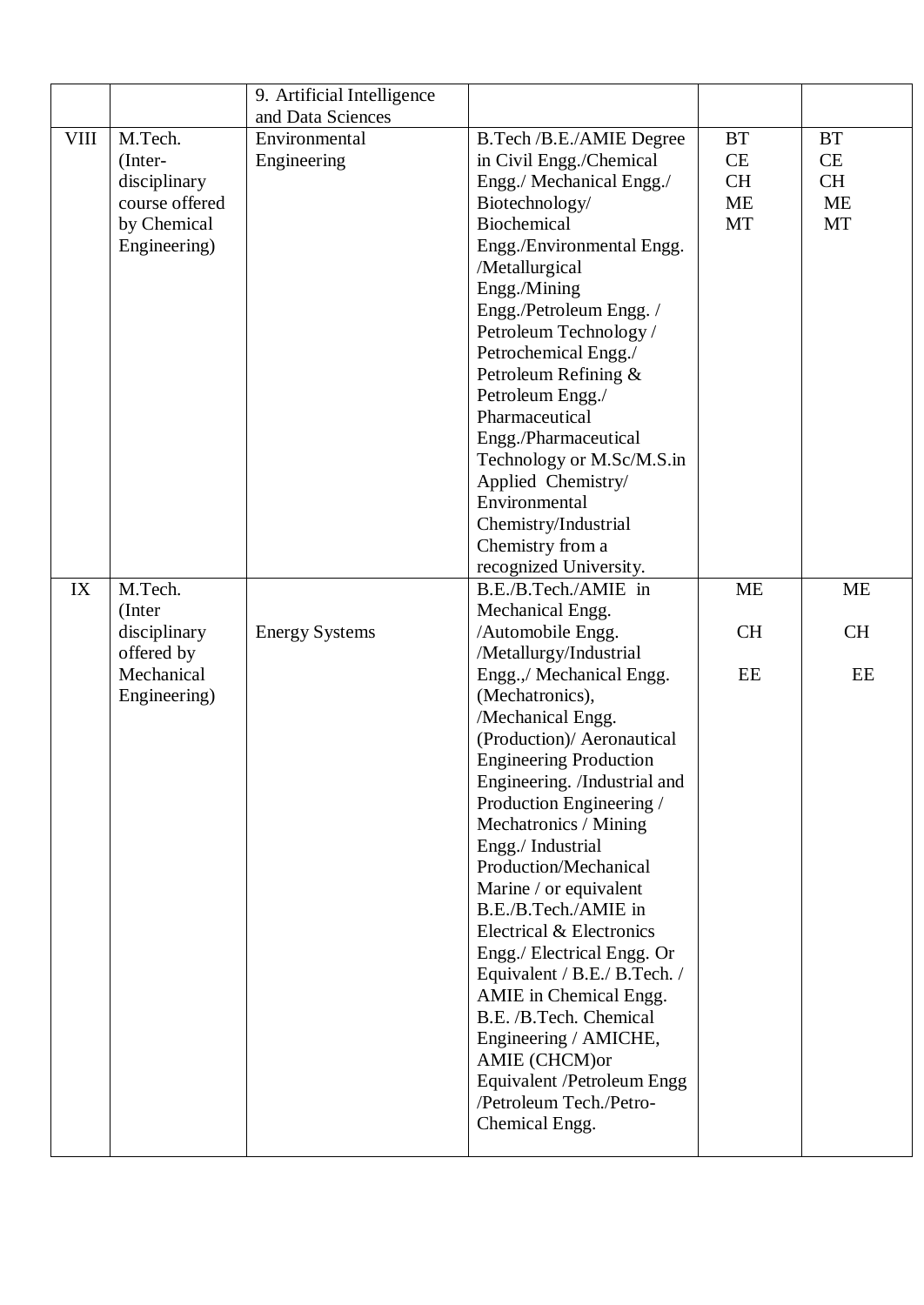|  |  |  |  |  |  |
|---|---|---|---|---|---|
|  |  | 9. Artificial Intelligence and Data Sciences |  |  |  |
| VIII | M.Tech. (Inter-disciplinary course offered by Chemical Engineering) | Environmental Engineering | B.Tech /B.E./AMIE Degree in Civil Engg./Chemical Engg./ Mechanical Engg./ Biotechnology/ Biochemical Engg./Environmental Engg. /Metallurgical Engg./Mining Engg./Petroleum Engg. / Petroleum Technology / Petrochemical Engg./ Petroleum Refining & Petroleum Engg./ Pharmaceutical Engg./Pharmaceutical Technology or M.Sc/M.S.in Applied Chemistry/ Environmental Chemistry/Industrial Chemistry from a recognized University. | BT CE CH ME MT | BT CE CH ME MT |
| IX | M.Tech. (Inter disciplinary offered by Mechanical Engineering) | Energy Systems | B.E./B.Tech./AMIE in Mechanical Engg. /Automobile Engg. /Metallurgy/Industrial Engg.,/ Mechanical Engg. (Mechatronics), /Mechanical Engg. (Production)/ Aeronautical Engineering Production Engineering. /Industrial and Production Engineering / Mechatronics / Mining Engg./ Industrial Production/Mechanical Marine / or equivalent B.E./B.Tech./AMIE in Electrical & Electronics Engg./ Electrical Engg. Or Equivalent / B.E./ B.Tech. / AMIE in Chemical Engg. B.E. /B.Tech. Chemical Engineering / AMICHE, AMIE (CHCM)or Equivalent /Petroleum Engg /Petroleum Tech./Petro-Chemical Engg. | ME CH EE | ME CH EE |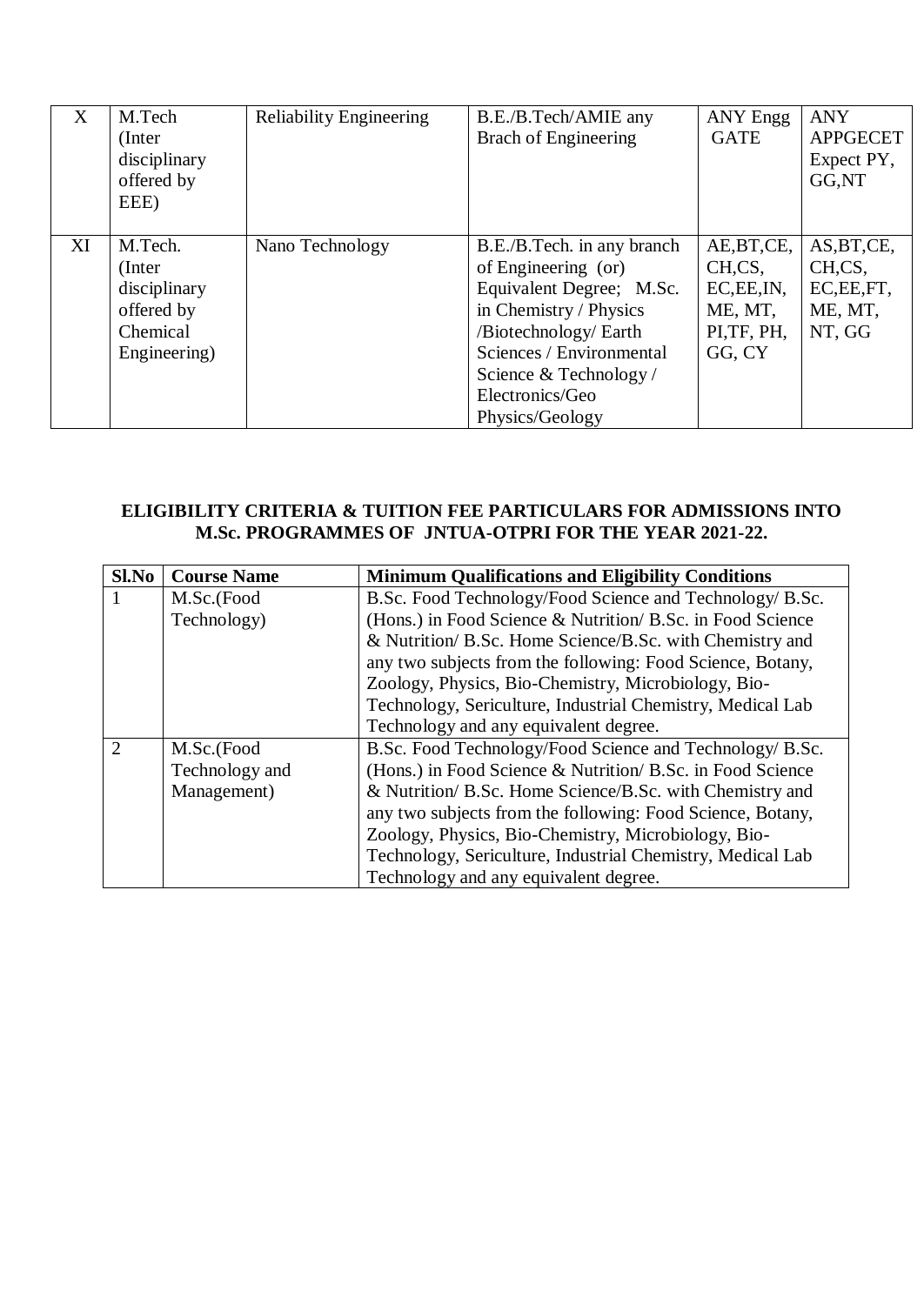| | | | | | |
|---|---|---|---|---|---|
| X | M.Tech (Inter disciplinary offered by EEE) | Reliability Engineering | B.E./B.Tech/AMIE any Brach of Engineering | ANY Engg GATE | ANY APPGECET Expect PY, GG,NT |
| XI | M.Tech. (Inter disciplinary offered by Chemical Engineering) | Nano Technology | B.E./B.Tech. in any branch of Engineering (or) Equivalent Degree; M.Sc. in Chemistry / Physics /Biotechnology/ Earth Sciences / Environmental Science & Technology / Electronics/Geo Physics/Geology | AE,BT,CE, CH,CS, EC,EE,IN, ME, MT, PI,TF, PH, GG, CY | AS,BT,CE, CH,CS, EC,EE,FT, ME, MT, NT, GG |

**ELIGIBILITY CRITERIA & TUITION FEE PARTICULARS FOR ADMISSIONS INTO M.Sc. PROGRAMMES OF JNTUA-OTPRI FOR THE YEAR 2021-22.**

| Sl.No | Course Name | Minimum Qualifications and Eligibility Conditions |
|---|---|---|
| 1 | M.Sc.(Food Technology) | B.Sc. Food Technology/Food Science and Technology/ B.Sc. (Hons.) in Food Science & Nutrition/ B.Sc. in Food Science & Nutrition/ B.Sc. Home Science/B.Sc. with Chemistry and any two subjects from the following: Food Science, Botany, Zoology, Physics, Bio-Chemistry, Microbiology, Bio-Technology, Sericulture, Industrial Chemistry, Medical Lab Technology and any equivalent degree. |
| 2 | M.Sc.(Food Technology and Management) | B.Sc. Food Technology/Food Science and Technology/ B.Sc. (Hons.) in Food Science & Nutrition/ B.Sc. in Food Science & Nutrition/ B.Sc. Home Science/B.Sc. with Chemistry and any two subjects from the following: Food Science, Botany, Zoology, Physics, Bio-Chemistry, Microbiology, Bio-Technology, Sericulture, Industrial Chemistry, Medical Lab Technology and any equivalent degree. |